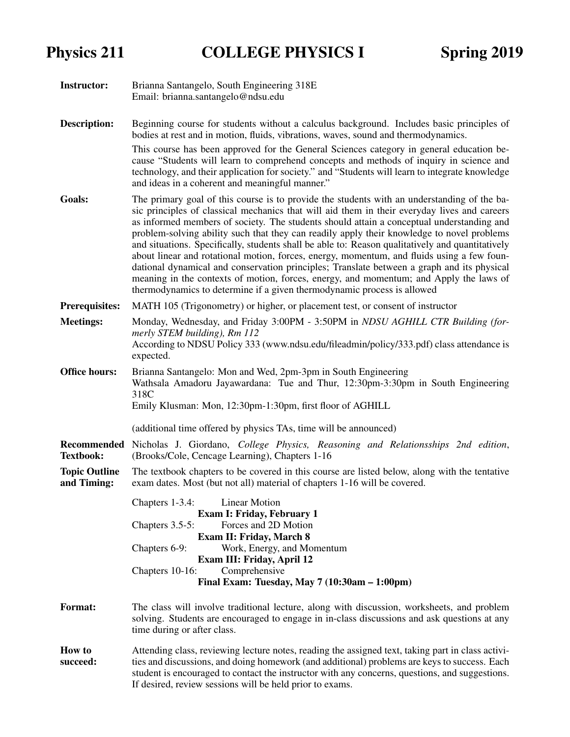# Physics 211 — COLLEGE PHYSICS I — Spring 2019

**Instructor:** Brianna Santangelo, South Engineering 318E
Email: brianna.santangelo@ndsu.edu

**Description:** Beginning course for students without a calculus background. Includes basic principles of bodies at rest and in motion, fluids, vibrations, waves, sound and thermodynamics.

This course has been approved for the General Sciences category in general education because "Students will learn to comprehend concepts and methods of inquiry in science and technology, and their application for society." and "Students will learn to integrate knowledge and ideas in a coherent and meaningful manner."

**Goals:** The primary goal of this course is to provide the students with an understanding of the basic principles of classical mechanics that will aid them in their everyday lives and careers as informed members of society. The students should attain a conceptual understanding and problem-solving ability such that they can readily apply their knowledge to novel problems and situations. Specifically, students shall be able to: Reason qualitatively and quantitatively about linear and rotational motion, forces, energy, momentum, and fluids using a few foundational dynamical and conservation principles; Translate between a graph and its physical meaning in the contexts of motion, forces, energy, and momentum; and Apply the laws of thermodynamics to determine if a given thermodynamic process is allowed

**Prerequisites:** MATH 105 (Trigonometry) or higher, or placement test, or consent of instructor

**Meetings:** Monday, Wednesday, and Friday 3:00PM - 3:50PM in *NDSU AGHILL CTR Building (formerly STEM building), Rm 112*
According to NDSU Policy 333 (www.ndsu.edu/fileadmin/policy/333.pdf) class attendance is expected.

**Office hours:** Brianna Santangelo: Mon and Wed, 2pm-3pm in South Engineering
Wathsala Amadoru Jayawardana: Tue and Thur, 12:30pm-3:30pm in South Engineering 318C
Emily Klusman: Mon, 12:30pm-1:30pm, first floor of AGHILL

(additional time offered by physics TAs, time will be announced)

**Recommended Textbook:** Nicholas J. Giordano, *College Physics, Reasoning and Relationsships 2nd edition*, (Brooks/Cole, Cencage Learning), Chapters 1-16

**Topic Outline and Timing:** The textbook chapters to be covered in this course are listed below, along with the tentative exam dates. Most (but not all) material of chapters 1-16 will be covered.

Chapters 1-3.4: Linear Motion
**Exam I: Friday, February 1**
Chapters 3.5-5: Forces and 2D Motion
**Exam II: Friday, March 8**
Chapters 6-9: Work, Energy, and Momentum
**Exam III: Friday, April 12**
Chapters 10-16: Comprehensive
**Final Exam: Tuesday, May 7 (10:30am – 1:00pm)**

**Format:** The class will involve traditional lecture, along with discussion, worksheets, and problem solving. Students are encouraged to engage in in-class discussions and ask questions at any time during or after class.

**How to succeed:** Attending class, reviewing lecture notes, reading the assigned text, taking part in class activities and discussions, and doing homework (and additional) problems are keys to success. Each student is encouraged to contact the instructor with any concerns, questions, and suggestions. If desired, review sessions will be held prior to exams.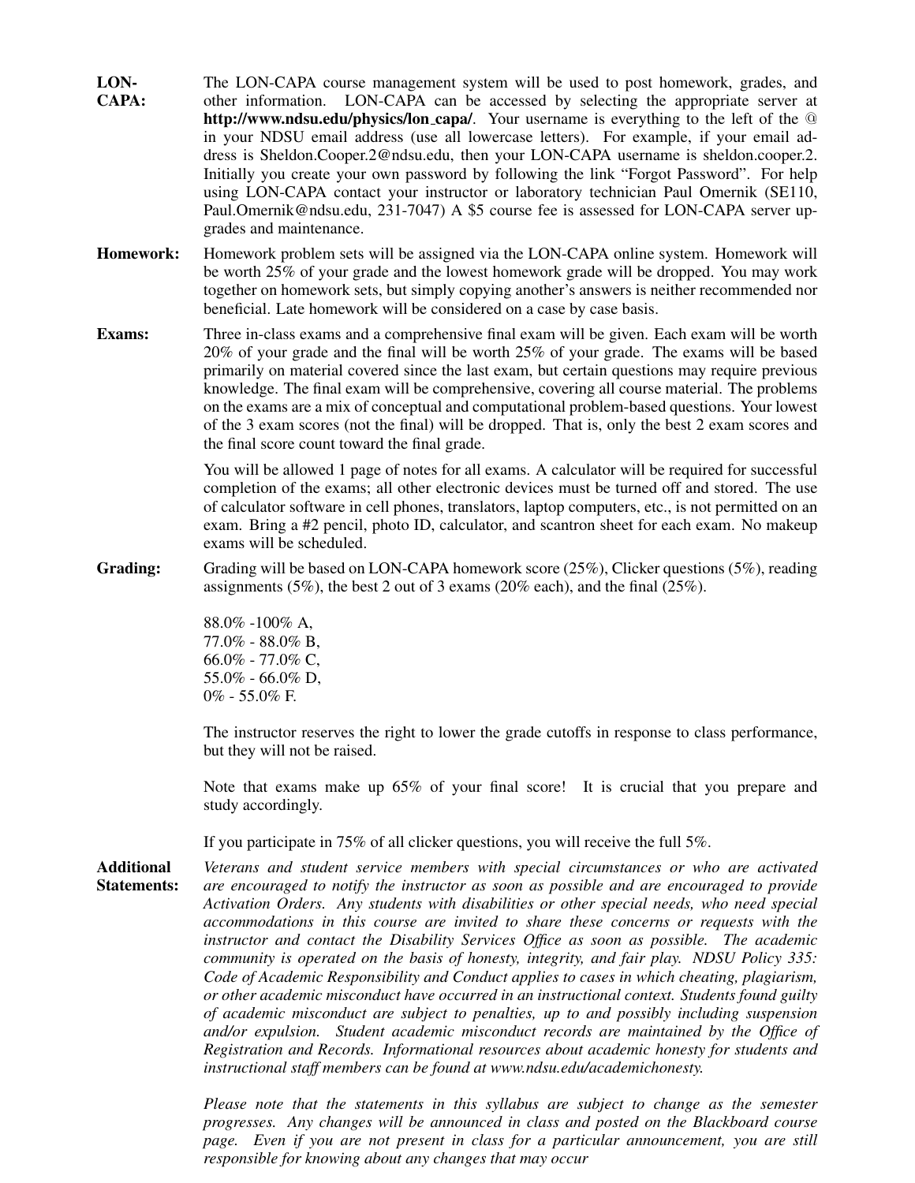**LON-CAPA:** The LON-CAPA course management system will be used to post homework, grades, and other information. LON-CAPA can be accessed by selecting the appropriate server at **http://www.ndsu.edu/physics/lon_capa/**. Your username is everything to the left of the @ in your NDSU email address (use all lowercase letters). For example, if your email address is Sheldon.Cooper.2@ndsu.edu, then your LON-CAPA username is sheldon.cooper.2. Initially you create your own password by following the link "Forgot Password". For help using LON-CAPA contact your instructor or laboratory technician Paul Omernik (SE110, Paul.Omernik@ndsu.edu, 231-7047) A $5 course fee is assessed for LON-CAPA server upgrades and maintenance.

**Homework:** Homework problem sets will be assigned via the LON-CAPA online system. Homework will be worth 25% of your grade and the lowest homework grade will be dropped. You may work together on homework sets, but simply copying another's answers is neither recommended nor beneficial. Late homework will be considered on a case by case basis.

**Exams:** Three in-class exams and a comprehensive final exam will be given. Each exam will be worth 20% of your grade and the final will be worth 25% of your grade. The exams will be based primarily on material covered since the last exam, but certain questions may require previous knowledge. The final exam will be comprehensive, covering all course material. The problems on the exams are a mix of conceptual and computational problem-based questions. Your lowest of the 3 exam scores (not the final) will be dropped. That is, only the best 2 exam scores and the final score count toward the final grade.

You will be allowed 1 page of notes for all exams. A calculator will be required for successful completion of the exams; all other electronic devices must be turned off and stored. The use of calculator software in cell phones, translators, laptop computers, etc., is not permitted on an exam. Bring a #2 pencil, photo ID, calculator, and scantron sheet for each exam. No makeup exams will be scheduled.

**Grading:** Grading will be based on LON-CAPA homework score (25%), Clicker questions (5%), reading assignments (5%), the best 2 out of 3 exams (20% each), and the final (25%).

88.0% -100% A,
77.0% - 88.0% B,
66.0% - 77.0% C,
55.0% - 66.0% D,
0% - 55.0% F.

The instructor reserves the right to lower the grade cutoffs in response to class performance, but they will not be raised.

Note that exams make up 65% of your final score! It is crucial that you prepare and study accordingly.

If you participate in 75% of all clicker questions, you will receive the full 5%.

**Additional Statements:** *Veterans and student service members with special circumstances or who are activated are encouraged to notify the instructor as soon as possible and are encouraged to provide Activation Orders. Any students with disabilities or other special needs, who need special accommodations in this course are invited to share these concerns or requests with the instructor and contact the Disability Services Office as soon as possible. The academic community is operated on the basis of honesty, integrity, and fair play. NDSU Policy 335: Code of Academic Responsibility and Conduct applies to cases in which cheating, plagiarism, or other academic misconduct have occurred in an instructional context. Students found guilty of academic misconduct are subject to penalties, up to and possibly including suspension and/or expulsion. Student academic misconduct records are maintained by the Office of Registration and Records. Informational resources about academic honesty for students and instructional staff members can be found at www.ndsu.edu/academichonesty.*

*Please note that the statements in this syllabus are subject to change as the semester progresses. Any changes will be announced in class and posted on the Blackboard course page. Even if you are not present in class for a particular announcement, you are still responsible for knowing about any changes that may occur*